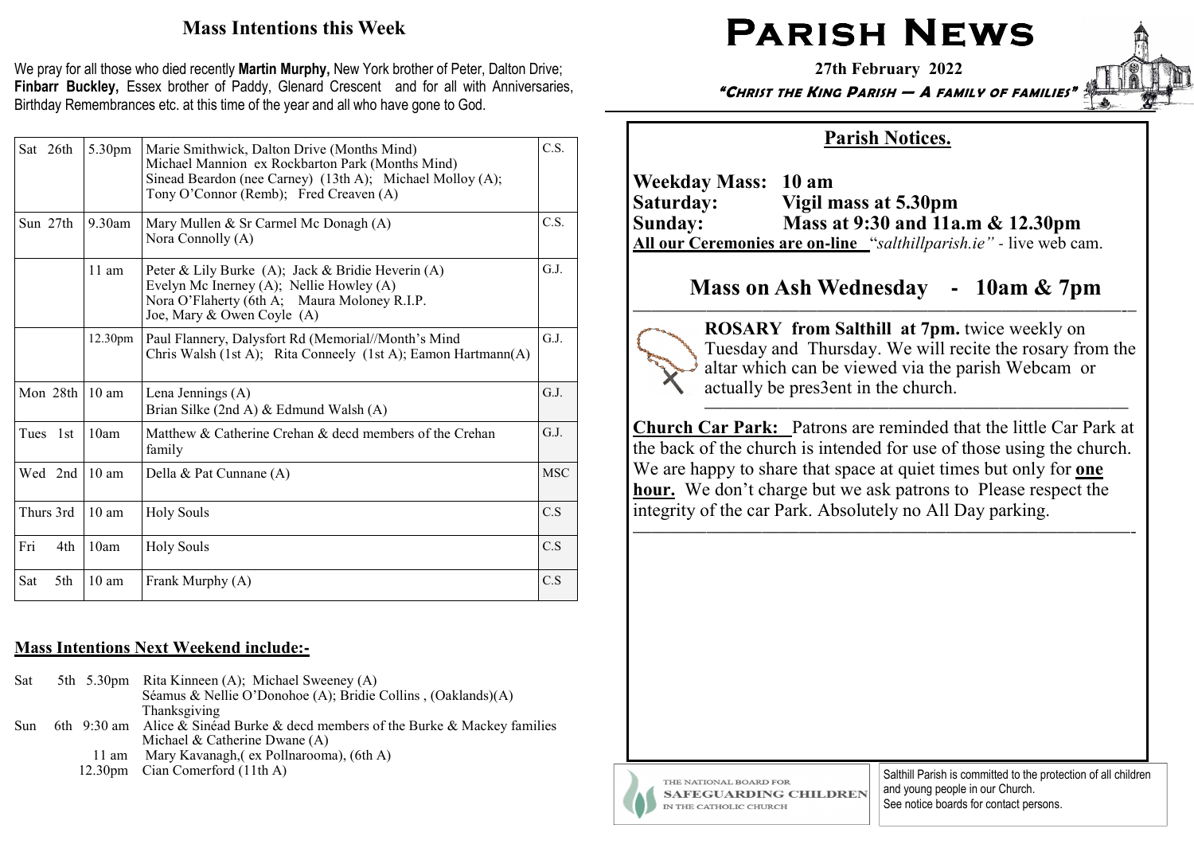## Mass Intentions this Week

We pray for all those who died recently **Martin Murphy,** New York brother of Peter, Dalton Drive; **Finbarr Buckley,** Essex brother of Paddy, Glenard Crescent and for all with Anniversaries, Birthday Remembrances etc. at this time of the year and all who have gone to God.

| | | | |
|---|---|---|---|
| Sat 26th | 5.30pm | Marie Smithwick, Dalton Drive (Months Mind)<br>Michael Mannion ex Rockbarton Park (Months Mind)<br>Sinead Beardon (nee Carney) (13th A); Michael Molloy (A);<br>Tony O'Connor (Remb); Fred Creaven (A) | C.S. |
| Sun 27th | 9.30am | Mary Mullen & Sr Carmel Mc Donagh (A)<br>Nora Connolly (A) | C.S. |
| | 11 am | Peter & Lily Burke (A); Jack & Bridie Heverin (A)<br>Evelyn Mc Inerney (A); Nellie Howley (A)<br>Nora O'Flaherty (6th A; Maura Moloney R.I.P.<br>Joe, Mary & Owen Coyle (A) | G.J. |
| | 12.30pm | Paul Flannery, Dalysfort Rd (Memorial//Month's Mind<br>Chris Walsh (1st A); Rita Conneely (1st A); Eamon Hartmann(A) | G.J. |
| Mon 28th | 10 am | Lena Jennings (A)<br>Brian Silke (2nd A) & Edmund Walsh (A) | G.J. |
| Tues 1st | 10am | Matthew & Catherine Crehan & decd members of the Crehan family | G.J. |
| Wed 2nd | 10 am | Della & Pat Cunnane (A) | MSC |
| Thurs 3rd | 10 am | Holy Souls | C.S |
| Fri 4th | 10am | Holy Souls | C.S |
| Sat 5th | 10 am | Frank Murphy (A) | C.S |

**Mass Intentions Next Weekend include:-**

Sat 5th 5.30pm Rita Kinneen (A); Michael Sweeney (A)
Séamus & Nellie O'Donohoe (A); Bridie Collins , (Oaklands)(A)
Thanksgiving

Sun 6th 9:30 am Alice & Sinéad Burke & decd members of the Burke & Mackey families
Michael & Catherine Dwane (A)
11 am Mary Kavanagh,( ex Pollnarooma), (6th A)
12.30pm Cian Comerford (11th A)

# Parish News

**27th February 2022**

***"Christ the King Parish — A family of families"***

## Parish Notices.

**Weekday Mass: 10 am**
**Saturday: Vigil mass at 5.30pm**
**Sunday: Mass at 9:30 and 11a.m & 12.30pm**

**All our Ceremonies are on-line** "*salthillparish.ie"* - live web cam.

### Mass on Ash Wednesday - 10am & 7pm

**ROSARY from Salthill at 7pm.** twice weekly on Tuesday and Thursday. We will recite the rosary from the altar which can be viewed via the parish Webcam or actually be pres3ent in the church.

**Church Car Park:** Patrons are reminded that the little Car Park at the back of the church is intended for use of those using the church. We are happy to share that space at quiet times but only for **one hour.** We don't charge but we ask patrons to Please respect the integrity of the car Park. Absolutely no All Day parking.

THE NATIONAL BOARD FOR SAFEGUARDING CHILDREN IN THE CATHOLIC CHURCH

Salthill Parish is committed to the protection of all children and young people in our Church.
See notice boards for contact persons.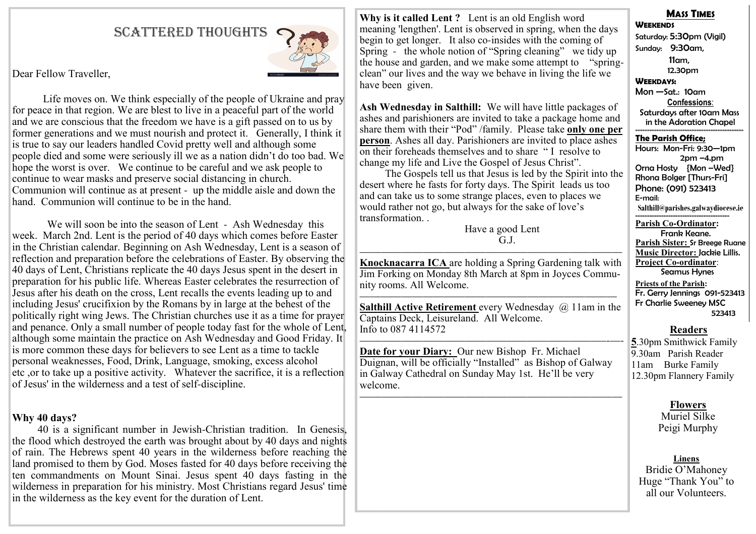# SCATTERED THOUGHTS

Dear Fellow Traveller,

Life moves on. We think especially of the people of Ukraine and pray for peace in that region. We are blest to live in a peaceful part of the world and we are conscious that the freedom we have is a gift passed on to us by former generations and we must nourish and protect it. Generally, I think it is true to say our leaders handled Covid pretty well and although some people died and some were seriously ill we as a nation didn't do too bad. We hope the worst is over. We continue to be careful and we ask people to continue to wear masks and preserve social distancing in church. Communion will continue as at present - up the middle aisle and down the hand. Communion will continue to be in the hand.

We will soon be into the season of Lent - Ash Wednesday this week. March 2nd. Lent is the period of 40 days which comes before Easter in the Christian calendar. Beginning on Ash Wednesday, Lent is a season of reflection and preparation before the celebrations of Easter. By observing the 40 days of Lent, Christians replicate the 40 days Jesus spent in the desert in preparation for his public life. Whereas Easter celebrates the resurrection of Jesus after his death on the cross, Lent recalls the events leading up to and including Jesus' crucifixion by the Romans by in large at the behest of the politically right wing Jews. The Christian churches use it as a time for prayer and penance. Only a small number of people today fast for the whole of Lent, although some maintain the practice on Ash Wednesday and Good Friday. It is more common these days for believers to see Lent as a time to tackle personal weaknesses, Food, Drink, Language, smoking, excess alcohol etc ,or to take up a positive activity. Whatever the sacrifice, it is a reflection of Jesus' in the wilderness and a test of self-discipline.

**Why 40 days?**

40 is a significant number in Jewish-Christian tradition. In Genesis, the flood which destroyed the earth was brought about by 40 days and nights of rain. The Hebrews spent 40 years in the wilderness before reaching the land promised to them by God. Moses fasted for 40 days before receiving the ten commandments on Mount Sinai. Jesus spent 40 days fasting in the wilderness in preparation for his ministry. Most Christians regard Jesus' time in the wilderness as the key event for the duration of Lent.

**Why is it called Lent ?** Lent is an old English word meaning 'lengthen'. Lent is observed in spring, when the days begin to get longer. It also co-insides with the coming of Spring - the whole notion of "Spring cleaning" we tidy up the house and garden, and we make some attempt to "spring-clean" our lives and the way we behave in living the life we have been given.

**Ash Wednesday in Salthill:** We will have little packages of ashes and parishioners are invited to take a package home and share them with their "Pod" /family. Please take **only one per person**. Ashes all day. Parishioners are invited to place ashes on their foreheads themselves and to share " I resolve to change my life and Live the Gospel of Jesus Christ".

The Gospels tell us that Jesus is led by the Spirit into the desert where he fasts for forty days. The Spirit leads us too and can take us to some strange places, even to places we would rather not go, but always for the sake of love's transformation. .

Have a good Lent
G.J.

---

**Knocknacarra ICA** are holding a Spring Gardening talk with Jim Forking on Monday 8th March at 8pm in Joyces Community rooms. All Welcome.

---

**Salthill Active Retirement** every Wednesday @ 11am in the Captains Deck, Leisureland. All Welcome. Info to 087 4114572

---

**Date for your Diary:** Our new Bishop Fr. Michael Duignan, will be officially "Installed" as Bishop of Galway in Galway Cathedral on Sunday May 1st. He'll be very welcome.

---

## Mass Times

**Weekends**
Saturday: 5:30pm (Vigil)
Sunday: 9:30am, 11am, 12.30pm

**Weekdays:**
Mon —Sat.: 10am

Confessions:
Saturdays after 10am Mass in the Adoration Chapel

---

**The Parish Office;**
Hours: Mon-Fri: 9:30—1pm
2pm —4.pm
Orna Hosty {Mon —Wed}
Rhona Bolger [Thurs-Fri]
Phone: (091) 523413
E-mail:
Salthill@parishes.galwaydiocese.ie

---

**Parish Co-Ordinator:** Frank Keane.
**Parish Sister:** Sr Breege Ruane
**Music Director:** Jackie Lillis.
**Project Co-ordinator**: Seamus Hynes
**Priests of the Parish:**
Fr. Gerry Jennings 091-523413
Fr Charlie Sweeney MSC 523413

**Readers**
5.30pm Smithwick Family
9.30am Parish Reader
11am Burke Family
12.30pm Flannery Family

**Flowers**
Muriel Silke
Peigi Murphy

**Linens**
Bridie O'Mahoney
Huge "Thank You" to all our Volunteers.